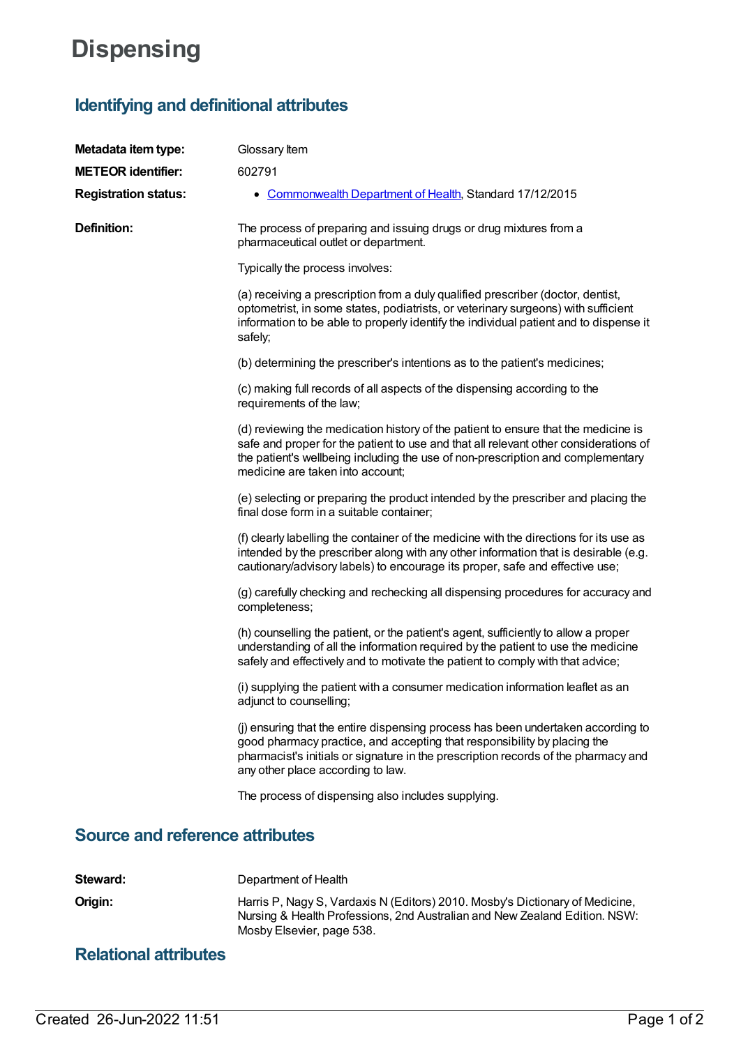# Dispensing

## Identifying and definitional attributes

**Metadata item type:** Glossary Item

**METEOR identifier:** 602791

**Registration status:**
- Commonwealth Department of Health, Standard 17/12/2015

**Definition:** The process of preparing and issuing drugs or drug mixtures from a pharmaceutical outlet or department.

Typically the process involves:

(a) receiving a prescription from a duly qualified prescriber (doctor, dentist, optometrist, in some states, podiatrists, or veterinary surgeons) with sufficient information to be able to properly identify the individual patient and to dispense it safely;

(b) determining the prescriber's intentions as to the patient's medicines;

(c) making full records of all aspects of the dispensing according to the requirements of the law;

(d) reviewing the medication history of the patient to ensure that the medicine is safe and proper for the patient to use and that all relevant other considerations of the patient's wellbeing including the use of non-prescription and complementary medicine are taken into account;

(e) selecting or preparing the product intended by the prescriber and placing the final dose form in a suitable container;

(f) clearly labelling the container of the medicine with the directions for its use as intended by the prescriber along with any other information that is desirable (e.g. cautionary/advisory labels) to encourage its proper, safe and effective use;

(g) carefully checking and rechecking all dispensing procedures for accuracy and completeness;

(h) counselling the patient, or the patient's agent, sufficiently to allow a proper understanding of all the information required by the patient to use the medicine safely and effectively and to motivate the patient to comply with that advice;

(i) supplying the patient with a consumer medication information leaflet as an adjunct to counselling;

(j) ensuring that the entire dispensing process has been undertaken according to good pharmacy practice, and accepting that responsibility by placing the pharmacist's initials or signature in the prescription records of the pharmacy and any other place according to law.

The process of dispensing also includes supplying.

## Source and reference attributes

**Steward:** Department of Health

**Origin:** Harris P, Nagy S, Vardaxis N (Editors) 2010. Mosby's Dictionary of Medicine, Nursing & Health Professions, 2nd Australian and New Zealand Edition. NSW: Mosby Elsevier, page 538.

## Relational attributes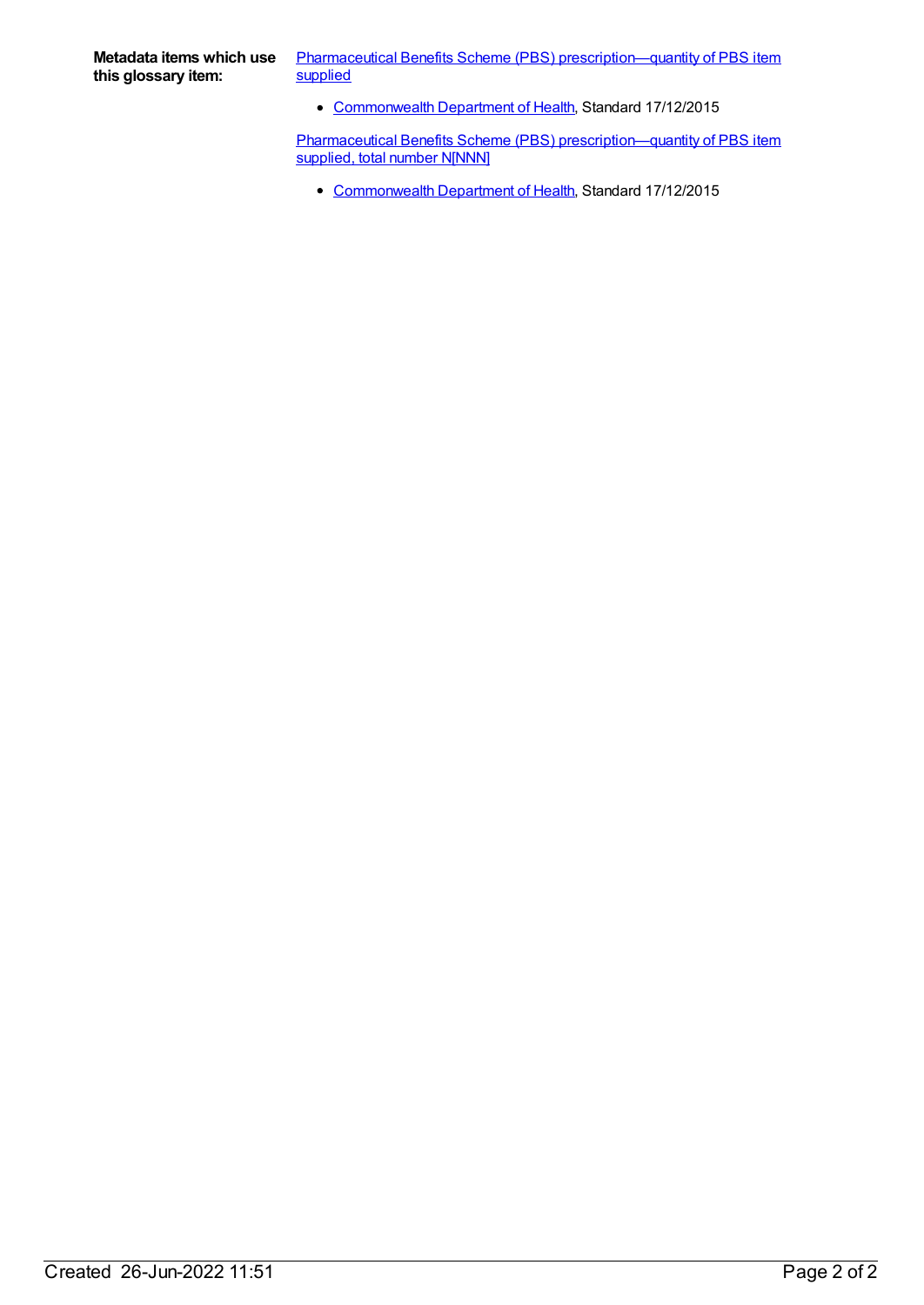**Metadata items which use this glossary item:**

Pharmaceutical Benefits Scheme (PBS) prescription—quantity of PBS item supplied

- Commonwealth Department of Health, Standard 17/12/2015

Pharmaceutical Benefits Scheme (PBS) prescription—quantity of PBS item supplied, total number N[NNN]

- Commonwealth Department of Health, Standard 17/12/2015